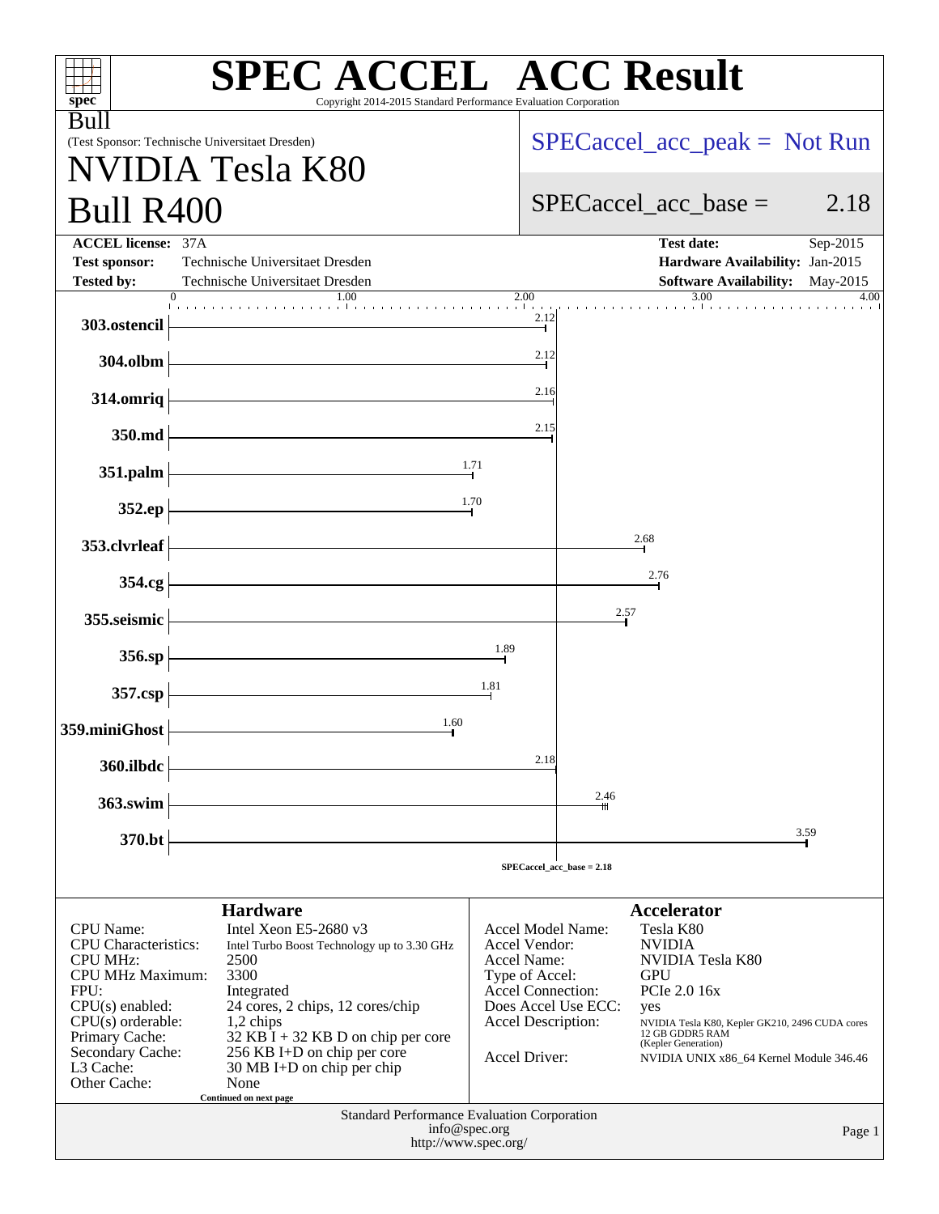# SPEC ACCEL ACC Result

Copyright 2014-2015 Standard Performance Evaluation Corporation

Bull
(Test Sponsor: Technische Universitaet Dresden)

## NVIDIA Tesla K80
## Bull R400

SPECaccel_acc_peak = Not Run

SPECaccel_acc_base = 2.18

| | | | |
|---|---|---|---|
| **ACCEL license:** | 37A | **Test date:** | Sep-2015 |
| **Test sponsor:** | Technische Universitaet Dresden | **Hardware Availability:** | Jan-2015 |
| **Tested by:** | Technische Universitaet Dresden | **Software Availability:** | May-2015 |

| Benchmark | Base Ratio |
|---|---|
| 303.ostencil | 2.12 |
| 304.olbm | 2.12 |
| 314.omriq | 2.16 |
| 350.md | 2.15 |
| 351.palm | 1.71 |
| 352.ep | 1.70 |
| 353.clvrleaf | 2.68 |
| 354.cg | 2.76 |
| 355.seismic | 2.57 |
| 356.sp | 1.89 |
| 357.csp | 1.81 |
| 359.miniGhost | 1.60 |
| 360.ilbdc | 2.18 |
| 363.swim | 2.46 |
| 370.bt | 3.59 |

SPECaccel_acc_base = 2.18

### Hardware

| | |
|---|---|
| CPU Name: | Intel Xeon E5-2680 v3 |
| CPU Characteristics: | Intel Turbo Boost Technology up to 3.30 GHz |
| CPU MHz: | 2500 |
| CPU MHz Maximum: | 3300 |
| FPU: | Integrated |
| CPU(s) enabled: | 24 cores, 2 chips, 12 cores/chip |
| CPU(s) orderable: | 1,2 chips |
| Primary Cache: | 32 KB I + 32 KB D on chip per core |
| Secondary Cache: | 256 KB I+D on chip per core |
| L3 Cache: | 30 MB I+D on chip per chip |
| Other Cache: | None |

Continued on next page

### Accelerator

| | |
|---|---|
| Accel Model Name: | Tesla K80 |
| Accel Vendor: | NVIDIA |
| Accel Name: | NVIDIA Tesla K80 |
| Type of Accel: | GPU |
| Accel Connection: | PCIe 2.0 16x |
| Does Accel Use ECC: | yes |
| Accel Description: | NVIDIA Tesla K80, Kepler GK210, 2496 CUDA cores 12 GB GDDR5 RAM (Kepler Generation) |
| Accel Driver: | NVIDIA UNIX x86_64 Kernel Module 346.46 |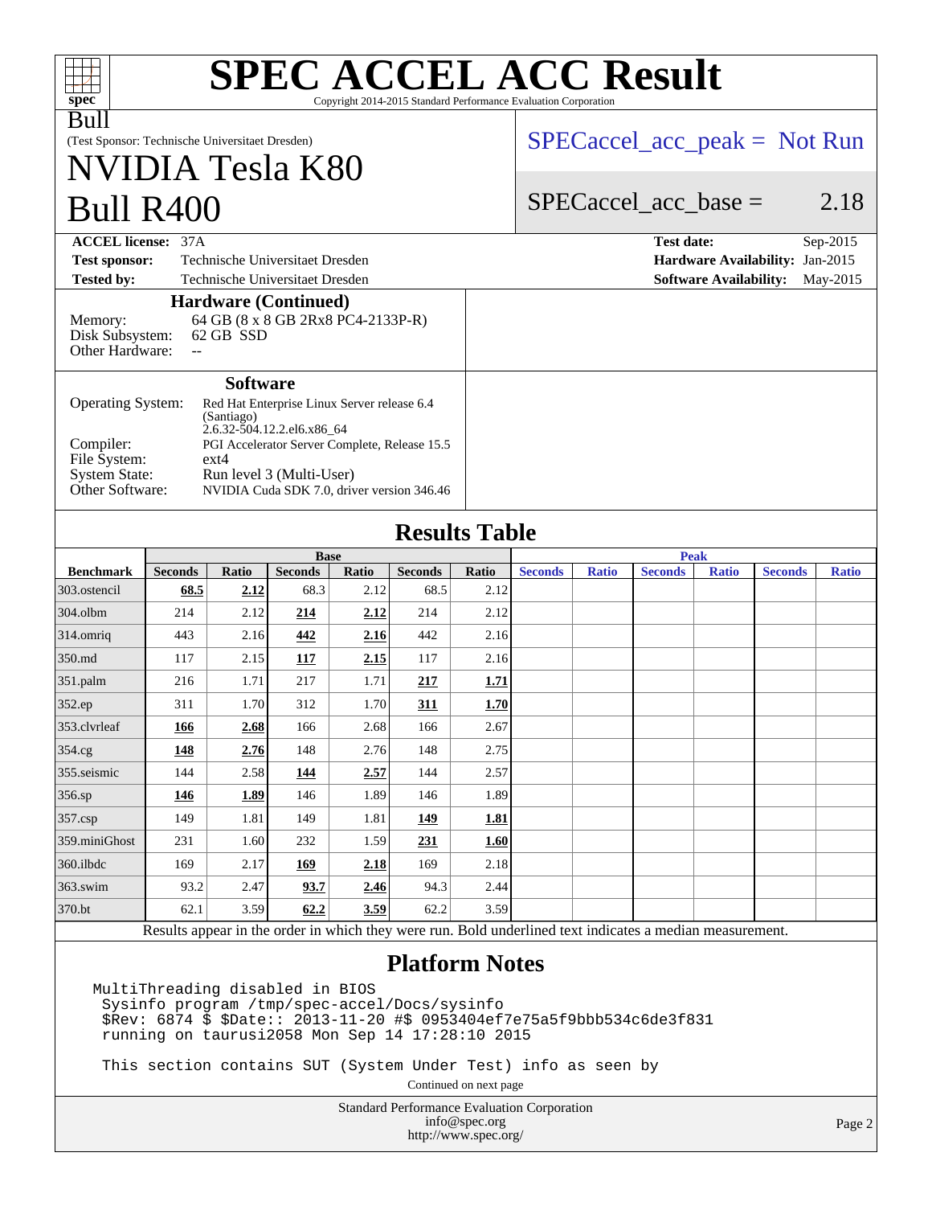# SPEC ACCEL ACC Result

Copyright 2014-2015 Standard Performance Evaluation Corporation

Bull

(Test Sponsor: Technische Universitaet Dresden)

## NVIDIA Tesla K80
## Bull R400

SPECaccel_acc_peak = Not Run

SPECaccel_acc_base = 2.18

| | | | |
|---|---|---|---|
| **ACCEL license:** | 37A | **Test date:** | Sep-2015 |
| **Test sponsor:** | Technische Universitaet Dresden | **Hardware Availability:** | Jan-2015 |
| **Tested by:** | Technische Universitaet Dresden | **Software Availability:** | May-2015 |

### Hardware (Continued)

| | |
|---|---|
| Memory: | 64 GB (8 x 8 GB 2Rx8 PC4-2133P-R) |
| Disk Subsystem: | 62 GB SSD |
| Other Hardware: | -- |

### Software

| | |
|---|---|
| Operating System: | Red Hat Enterprise Linux Server release 6.4 (Santiago) 2.6.32-504.12.2.el6.x86_64 |
| Compiler: | PGI Accelerator Server Complete, Release 15.5 |
| File System: | ext4 |
| System State: | Run level 3 (Multi-User) |
| Other Software: | NVIDIA Cuda SDK 7.0, driver version 346.46 |

## Results Table

| | Base | | | | | | Peak | | | | | |
|---|---|---|---|---|---|---|---|---|---|---|---|---|
| **Benchmark** | **Seconds** | **Ratio** | **Seconds** | **Ratio** | **Seconds** | **Ratio** | **Seconds** | **Ratio** | **Seconds** | **Ratio** | **Seconds** | **Ratio** |
| 303.ostencil | **68.5** | **2.12** | 68.3 | 2.12 | 68.5 | 2.12 | | | | | | |
| 304.olbm | 214 | 2.12 | **214** | **2.12** | 214 | 2.12 | | | | | | |
| 314.omriq | 443 | 2.16 | **442** | **2.16** | 442 | 2.16 | | | | | | |
| 350.md | 117 | 2.15 | **117** | **2.15** | 117 | 2.16 | | | | | | |
| 351.palm | 216 | 1.71 | 217 | 1.71 | **217** | **1.71** | | | | | | |
| 352.ep | 311 | 1.70 | 312 | 1.70 | **311** | **1.70** | | | | | | |
| 353.clvrleaf | **166** | **2.68** | 166 | 2.68 | 166 | 2.67 | | | | | | |
| 354.cg | **148** | **2.76** | 148 | 2.76 | 148 | 2.75 | | | | | | |
| 355.seismic | 144 | 2.58 | **144** | **2.57** | 144 | 2.57 | | | | | | |
| 356.sp | **146** | **1.89** | 146 | 1.89 | 146 | 1.89 | | | | | | |
| 357.csp | 149 | 1.81 | 149 | 1.81 | **149** | **1.81** | | | | | | |
| 359.miniGhost | 231 | 1.60 | 232 | 1.59 | **231** | **1.60** | | | | | | |
| 360.ilbdc | 169 | 2.17 | **169** | **2.18** | 169 | 2.18 | | | | | | |
| 363.swim | 93.2 | 2.47 | **93.7** | **2.46** | 94.3 | 2.44 | | | | | | |
| 370.bt | 62.1 | 3.59 | **62.2** | **3.59** | 62.2 | 3.59 | | | | | | |

Results appear in the order in which they were run. Bold underlined text indicates a median measurement.

## Platform Notes

```
MultiThreading disabled in BIOS
 Sysinfo program /tmp/spec-accel/Docs/sysinfo
 $Rev: 6874 $ $Date:: 2013-11-20 #$ 0953404ef7e75a5f9bbb534c6de3f831
 running on taurusi2058 Mon Sep 14 17:28:10 2015

 This section contains SUT (System Under Test) info as seen by
```

Continued on next page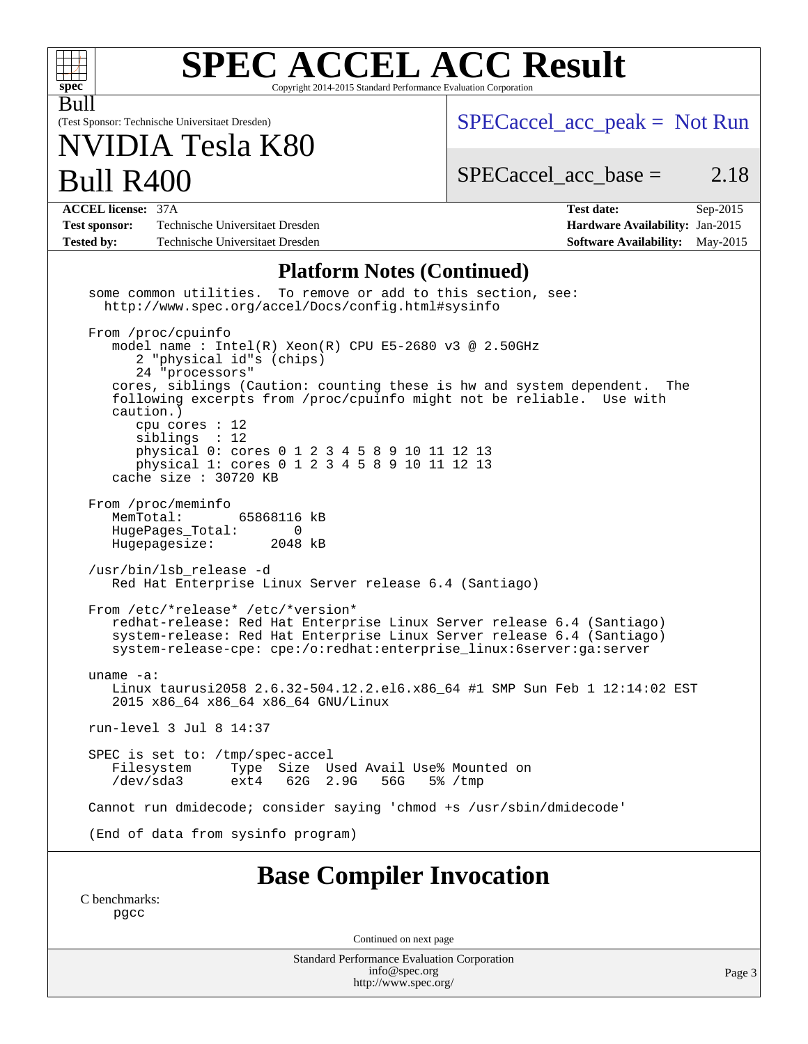# SPEC ACCEL ACC Result

Copyright 2014-2015 Standard Performance Evaluation Corporation

Bull

(Test Sponsor: Technische Universitaet Dresden)

# NVIDIA Tesla K80 Bull R400

SPECaccel_acc_peak = Not Run

SPECaccel_acc_base = 2.18

| | | | |
|---|---|---|---|
| **ACCEL license:** | 37A | **Test date:** | Sep-2015 |
| **Test sponsor:** | Technische Universitaet Dresden | **Hardware Availability:** | Jan-2015 |
| **Tested by:** | Technische Universitaet Dresden | **Software Availability:** | May-2015 |

## Platform Notes (Continued)

```
some common utilities.  To remove or add to this section, see:
  http://www.spec.org/accel/Docs/config.html#sysinfo

From /proc/cpuinfo
   model name : Intel(R) Xeon(R) CPU E5-2680 v3 @ 2.50GHz
      2 "physical id"s (chips)
      24 "processors"
   cores, siblings (Caution: counting these is hw and system dependent.  The
   following excerpts from /proc/cpuinfo might not be reliable.  Use with
   caution.)
      cpu cores : 12
      siblings  : 12
      physical 0: cores 0 1 2 3 4 5 8 9 10 11 12 13
      physical 1: cores 0 1 2 3 4 5 8 9 10 11 12 13
   cache size : 30720 KB

From /proc/meminfo
   MemTotal:       65868116 kB
   HugePages_Total:       0
   Hugepagesize:       2048 kB

/usr/bin/lsb_release -d
   Red Hat Enterprise Linux Server release 6.4 (Santiago)

From /etc/*release* /etc/*version*
   redhat-release: Red Hat Enterprise Linux Server release 6.4 (Santiago)
   system-release: Red Hat Enterprise Linux Server release 6.4 (Santiago)
   system-release-cpe: cpe:/o:redhat:enterprise_linux:6server:ga:server

uname -a:
   Linux taurusi2058 2.6.32-504.12.2.el6.x86_64 #1 SMP Sun Feb 1 12:14:02 EST
   2015 x86_64 x86_64 x86_64 GNU/Linux

run-level 3 Jul 8 14:37

SPEC is set to: /tmp/spec-accel
   Filesystem     Type  Size  Used Avail Use% Mounted on
   /dev/sda3      ext4   62G  2.9G   56G   5% /tmp

Cannot run dmidecode; consider saying 'chmod +s /usr/sbin/dmidecode'

(End of data from sysinfo program)
```

## Base Compiler Invocation

C benchmarks:
 pgcc

Continued on next page

Standard Performance Evaluation Corporation
info@spec.org
http://www.spec.org/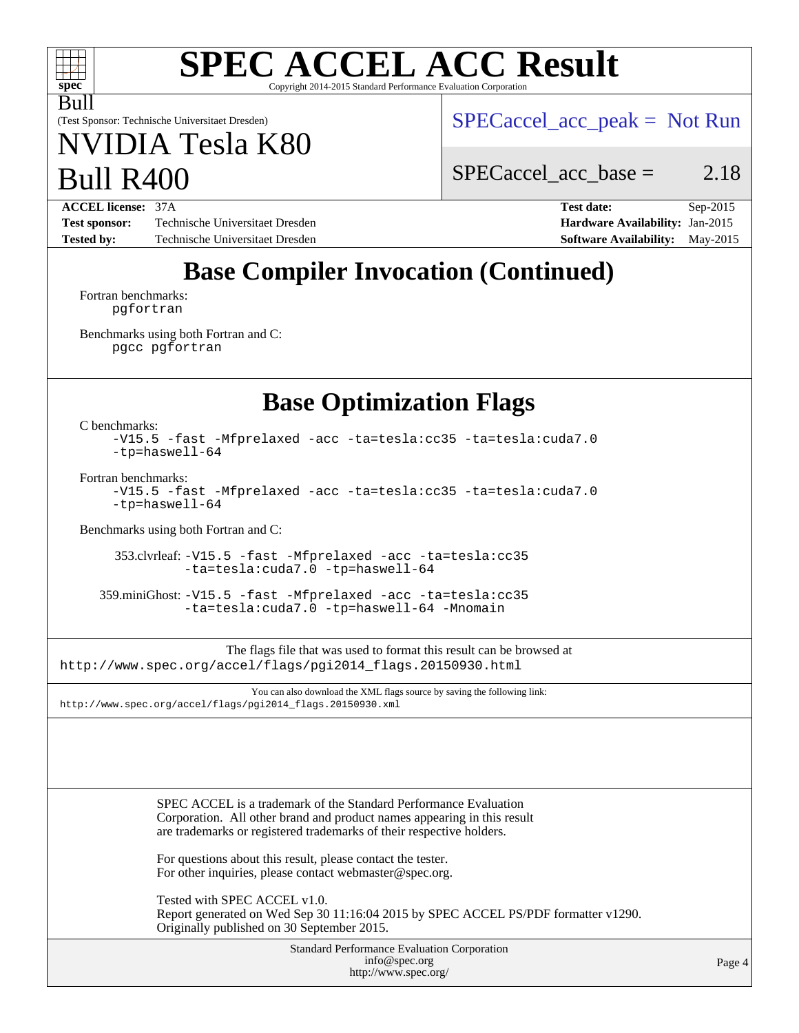# SPEC ACCEL ACC Result

Copyright 2014-2015 Standard Performance Evaluation Corporation

Bull

(Test Sponsor: Technische Universitaet Dresden)

# NVIDIA Tesla K80 Bull R400

SPECaccel_acc_peak = Not Run

SPECaccel_acc_base = 2.18

| | | | |
|---|---|---|---|
| **ACCEL license:** | 37A | **Test date:** | Sep-2015 |
| **Test sponsor:** | Technische Universitaet Dresden | **Hardware Availability:** | Jan-2015 |
| **Tested by:** | Technische Universitaet Dresden | **Software Availability:** | May-2015 |

## Base Compiler Invocation (Continued)

Fortran benchmarks:

```
pgfortran
```

Benchmarks using both Fortran and C:

```
pgcc pgfortran
```

## Base Optimization Flags

C benchmarks:

```
-V15.5 -fast -Mfprelaxed -acc -ta=tesla:cc35 -ta=tesla:cuda7.0
-tp=haswell-64
```

Fortran benchmarks:

```
-V15.5 -fast -Mfprelaxed -acc -ta=tesla:cc35 -ta=tesla:cuda7.0
-tp=haswell-64
```

Benchmarks using both Fortran and C:

353.clvrleaf:
```
-V15.5 -fast -Mfprelaxed -acc -ta=tesla:cc35
-ta=tesla:cuda7.0 -tp=haswell-64
```

359.miniGhost:
```
-V15.5 -fast -Mfprelaxed -acc -ta=tesla:cc35
-ta=tesla:cuda7.0 -tp=haswell-64 -Mnomain
```

The flags file that was used to format this result can be browsed at
http://www.spec.org/accel/flags/pgi2014_flags.20150930.html

You can also download the XML flags source by saving the following link:
http://www.spec.org/accel/flags/pgi2014_flags.20150930.xml

SPEC ACCEL is a trademark of the Standard Performance Evaluation Corporation. All other brand and product names appearing in this result are trademarks or registered trademarks of their respective holders.

For questions about this result, please contact the tester.
For other inquiries, please contact webmaster@spec.org.

Tested with SPEC ACCEL v1.0.
Report generated on Wed Sep 30 11:16:04 2015 by SPEC ACCEL PS/PDF formatter v1290.
Originally published on 30 September 2015.

Standard Performance Evaluation Corporation
info@spec.org
http://www.spec.org/